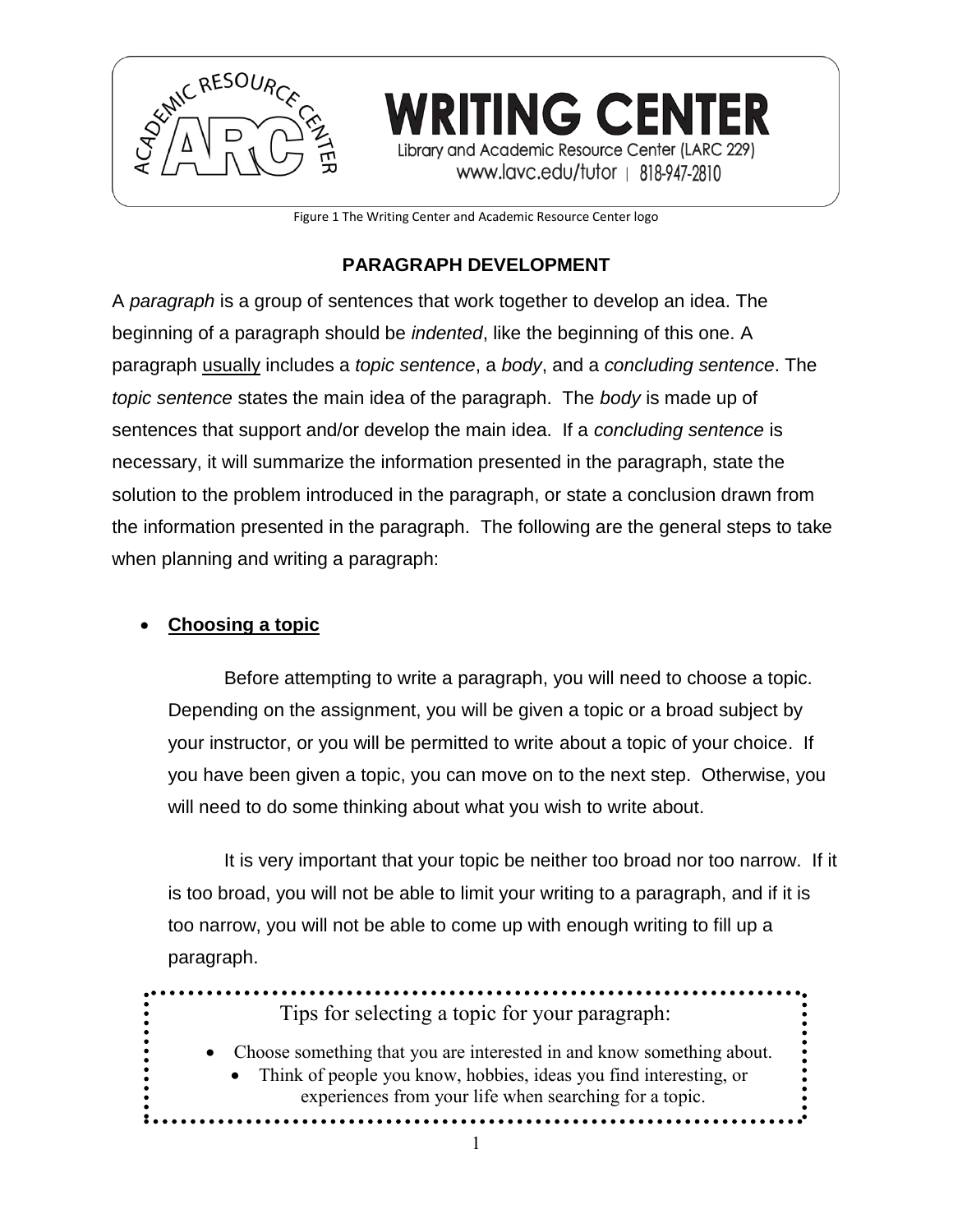WRITING CENTER
Library and Academic Resource Center (LARC 229)
www.lavc.edu/tutor | 818-947-2810

Figure 1 The Writing Center and Academic Resource Center logo

## PARAGRAPH DEVELOPMENT

A *paragraph* is a group of sentences that work together to develop an idea. The beginning of a paragraph should be *indented*, like the beginning of this one. A paragraph usually includes a *topic sentence*, a *body*, and a *concluding sentence*. The *topic sentence* states the main idea of the paragraph. The *body* is made up of sentences that support and/or develop the main idea. If a *concluding sentence* is necessary, it will summarize the information presented in the paragraph, state the solution to the problem introduced in the paragraph, or state a conclusion drawn from the information presented in the paragraph. The following are the general steps to take when planning and writing a paragraph:

- **Choosing a topic**

  Before attempting to write a paragraph, you will need to choose a topic. Depending on the assignment, you will be given a topic or a broad subject by your instructor, or you will be permitted to write about a topic of your choice. If you have been given a topic, you can move on to the next step. Otherwise, you will need to do some thinking about what you wish to write about.

  It is very important that your topic be neither too broad nor too narrow. If it is too broad, you will not be able to limit your writing to a paragraph, and if it is too narrow, you will not be able to come up with enough writing to fill up a paragraph.

> Tips for selecting a topic for your paragraph:
>
> - Choose something that you are interested in and know something about.
> - Think of people you know, hobbies, ideas you find interesting, or experiences from your life when searching for a topic.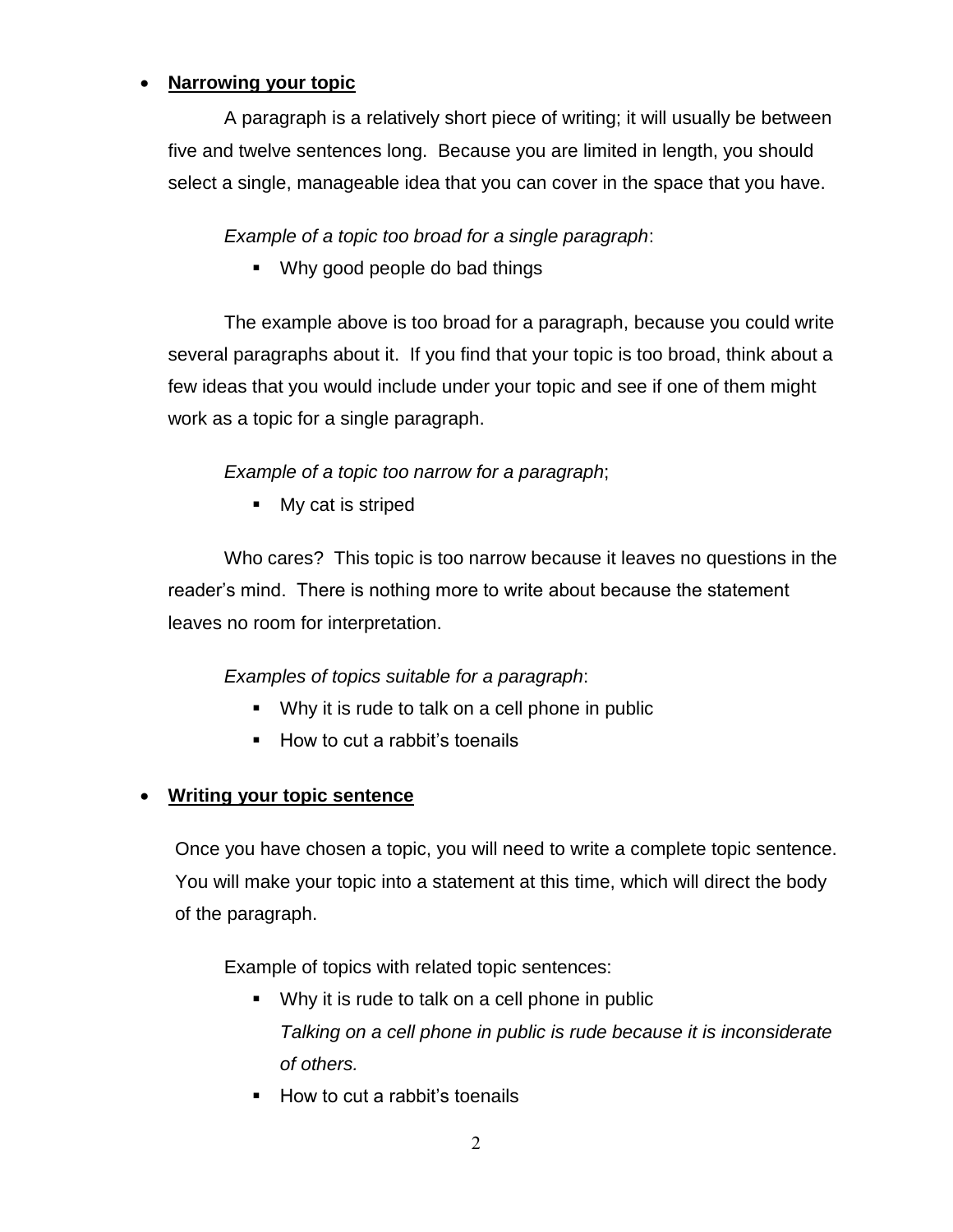- **Narrowing your topic**

  A paragraph is a relatively short piece of writing; it will usually be between five and twelve sentences long. Because you are limited in length, you should select a single, manageable idea that you can cover in the space that you have.

  *Example of a topic too broad for a single paragraph*:

  - Why good people do bad things

  The example above is too broad for a paragraph, because you could write several paragraphs about it. If you find that your topic is too broad, think about a few ideas that you would include under your topic and see if one of them might work as a topic for a single paragraph.

  *Example of a topic too narrow for a paragraph*;

  - My cat is striped

  Who cares? This topic is too narrow because it leaves no questions in the reader's mind. There is nothing more to write about because the statement leaves no room for interpretation.

  *Examples of topics suitable for a paragraph*:

  - Why it is rude to talk on a cell phone in public
  - How to cut a rabbit's toenails

- **Writing your topic sentence**

  Once you have chosen a topic, you will need to write a complete topic sentence. You will make your topic into a statement at this time, which will direct the body of the paragraph.

  Example of topics with related topic sentences:

  - Why it is rude to talk on a cell phone in public
    *Talking on a cell phone in public is rude because it is inconsiderate of others.*
  - How to cut a rabbit's toenails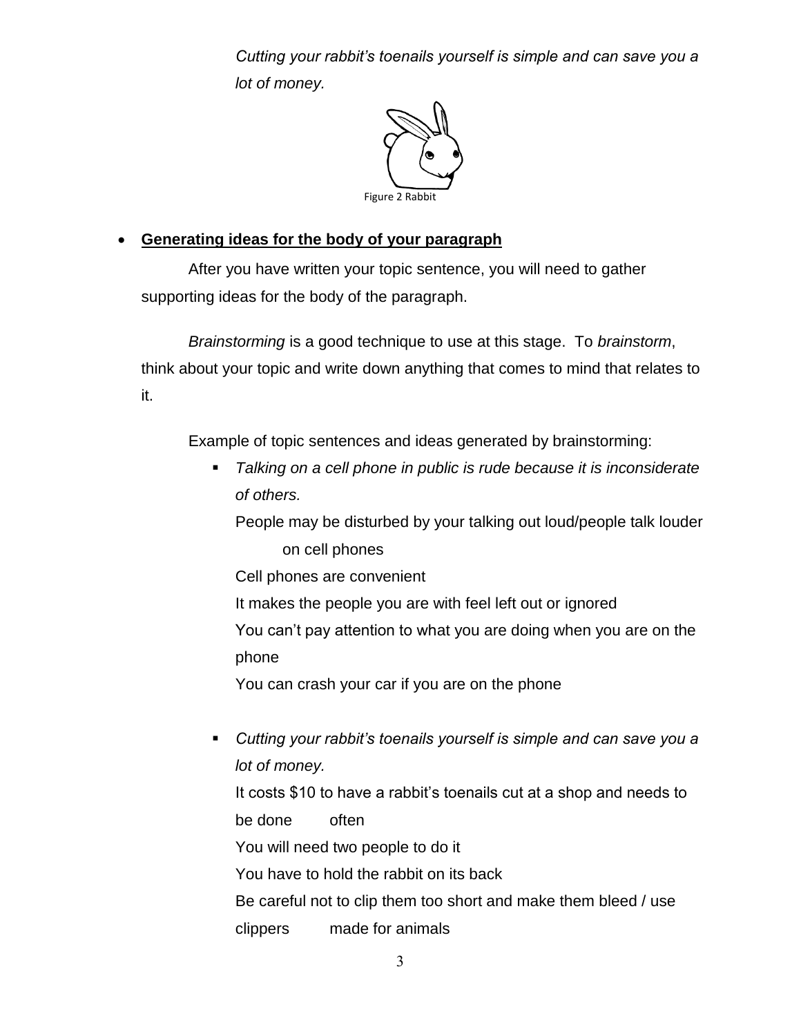*Cutting your rabbit's toenails yourself is simple and can save you a lot of money.*

Figure 2 Rabbit

- **<u>Generating ideas for the body of your paragraph</u>**

After you have written your topic sentence, you will need to gather supporting ideas for the body of the paragraph.

*Brainstorming* is a good technique to use at this stage. To *brainstorm*, think about your topic and write down anything that comes to mind that relates to it.

Example of topic sentences and ideas generated by brainstorming:

- *Talking on a cell phone in public is rude because it is inconsiderate of others.*

  People may be disturbed by your talking out loud/people talk louder on cell phones

  Cell phones are convenient

  It makes the people you are with feel left out or ignored

  You can't pay attention to what you are doing when you are on the phone

  You can crash your car if you are on the phone

- *Cutting your rabbit's toenails yourself is simple and can save you a lot of money.*

  It costs $10 to have a rabbit's toenails cut at a shop and needs to be done often

  You will need two people to do it

  You have to hold the rabbit on its back

  Be careful not to clip them too short and make them bleed / use clippers made for animals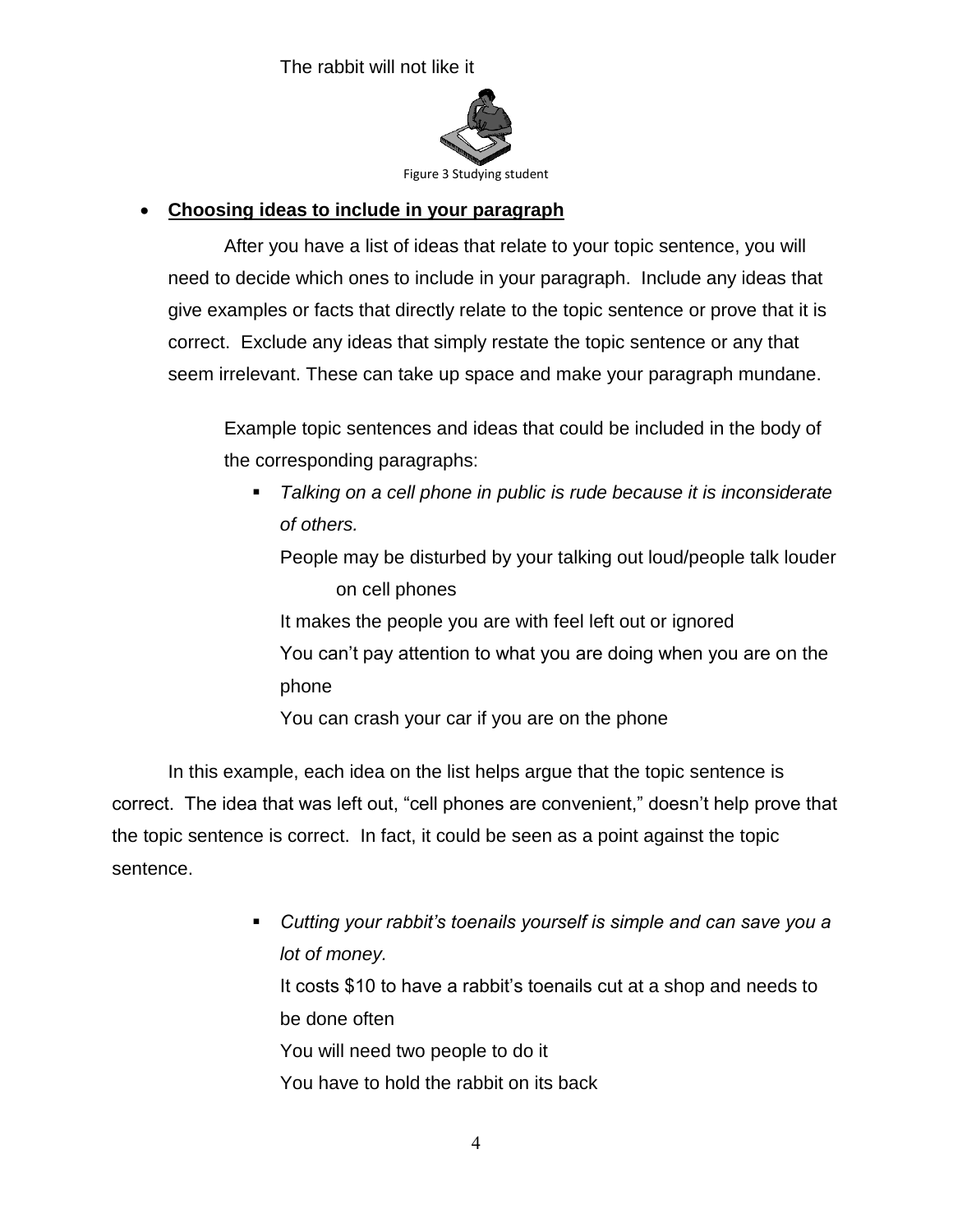The rabbit will not like it

Figure 3 Studying student

- **Choosing ideas to include in your paragraph**

After you have a list of ideas that relate to your topic sentence, you will need to decide which ones to include in your paragraph. Include any ideas that give examples or facts that directly relate to the topic sentence or prove that it is correct. Exclude any ideas that simply restate the topic sentence or any that seem irrelevant. These can take up space and make your paragraph mundane.

Example topic sentences and ideas that could be included in the body of the corresponding paragraphs:

- *Talking on a cell phone in public is rude because it is inconsiderate of others.*

  People may be disturbed by your talking out loud/people talk louder on cell phones

  It makes the people you are with feel left out or ignored

  You can't pay attention to what you are doing when you are on the phone

  You can crash your car if you are on the phone

In this example, each idea on the list helps argue that the topic sentence is correct. The idea that was left out, "cell phones are convenient," doesn't help prove that the topic sentence is correct. In fact, it could be seen as a point against the topic sentence.

- *Cutting your rabbit's toenails yourself is simple and can save you a lot of money.*

  It costs $10 to have a rabbit's toenails cut at a shop and needs to be done often

  You will need two people to do it

  You have to hold the rabbit on its back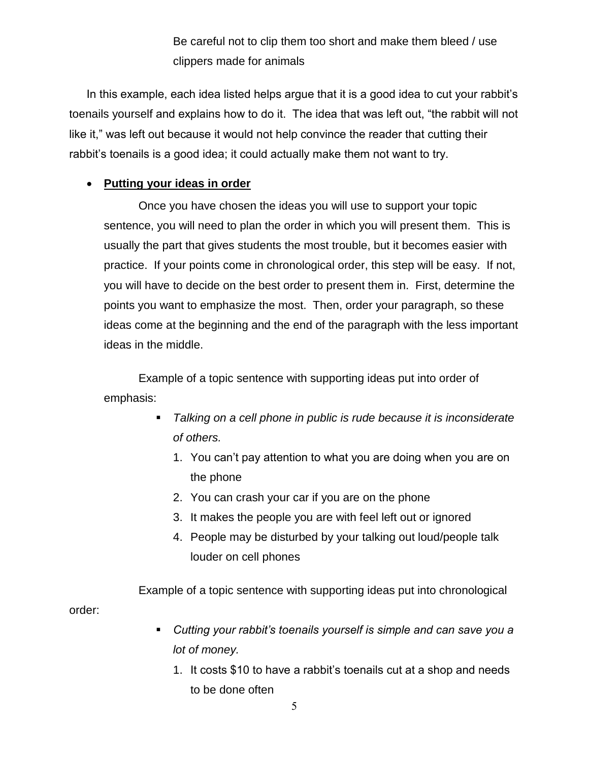Be careful not to clip them too short and make them bleed / use clippers made for animals

In this example, each idea listed helps argue that it is a good idea to cut your rabbit's toenails yourself and explains how to do it. The idea that was left out, "the rabbit will not like it," was left out because it would not help convince the reader that cutting their rabbit's toenails is a good idea; it could actually make them not want to try.

- **<u>Putting your ideas in order</u>**

  Once you have chosen the ideas you will use to support your topic sentence, you will need to plan the order in which you will present them. This is usually the part that gives students the most trouble, but it becomes easier with practice. If your points come in chronological order, this step will be easy. If not, you will have to decide on the best order to present them in. First, determine the points you want to emphasize the most. Then, order your paragraph, so these ideas come at the beginning and the end of the paragraph with the less important ideas in the middle.

  Example of a topic sentence with supporting ideas put into order of emphasis:

  - *Talking on a cell phone in public is rude because it is inconsiderate of others.*
    1. You can't pay attention to what you are doing when you are on the phone
    2. You can crash your car if you are on the phone
    3. It makes the people you are with feel left out or ignored
    4. People may be disturbed by your talking out loud/people talk louder on cell phones

  Example of a topic sentence with supporting ideas put into chronological order:

  - *Cutting your rabbit's toenails yourself is simple and can save you a lot of money.*
    1. It costs $10 to have a rabbit's toenails cut at a shop and needs to be done often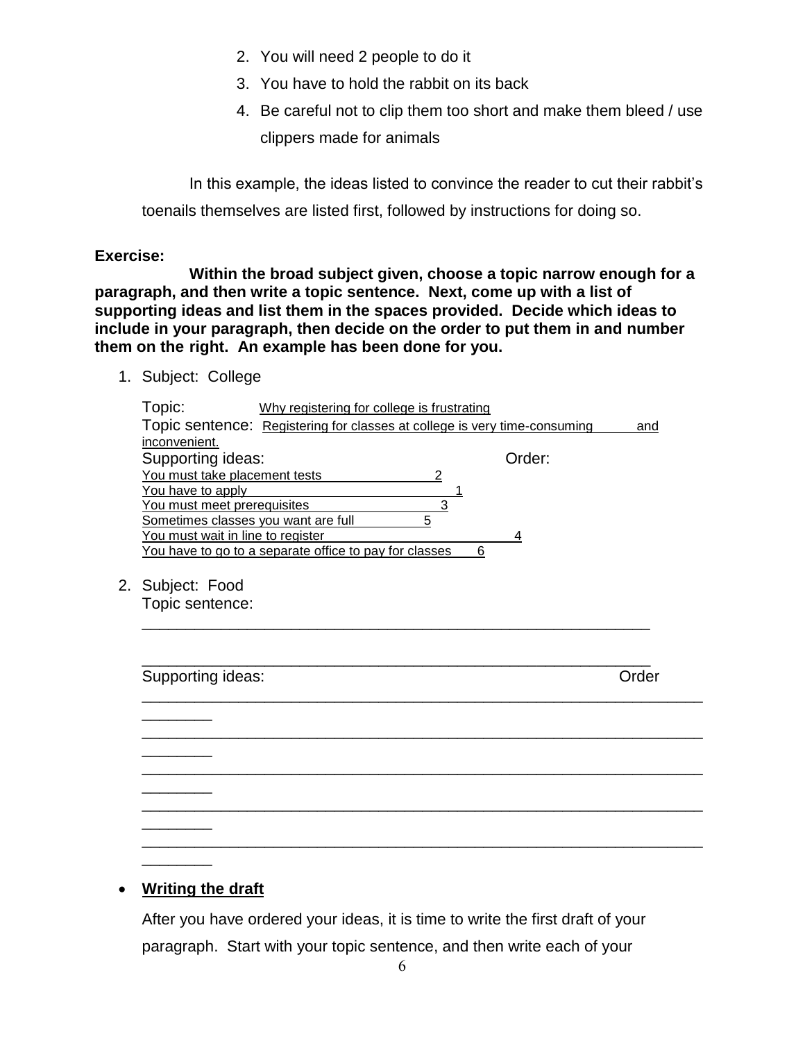2. You will need 2 people to do it
3. You have to hold the rabbit on its back
4. Be careful not to clip them too short and make them bleed / use clippers made for animals

In this example, the ideas listed to convince the reader to cut their rabbit's toenails themselves are listed first, followed by instructions for doing so.

**Exercise:**

**Within the broad subject given, choose a topic narrow enough for a paragraph, and then write a topic sentence. Next, come up with a list of supporting ideas and list them in the spaces provided. Decide which ideas to include in your paragraph, then decide on the order to put them in and number them on the right. An example has been done for you.**

1. Subject: College

   Topic: Why registering for college is frustrating

   Topic sentence: Registering for classes at college is very time-consuming and inconvenient.

   | Supporting ideas: | Order: |
   | --- | --- |
   | You must take placement tests | 2 |
   | You have to apply | 1 |
   | You must meet prerequisites | 3 |
   | Sometimes classes you want are full | 5 |
   | You must wait in line to register | 4 |
   | You have to go to a separate office to pay for classes | 6 |

2. Subject: Food

   Topic sentence:

   ____________________________________________________________

   ____________________________________________________________

   Supporting ideas: Order

   ____________________________________________________________ ________

   ____________________________________________________________ ________

   ____________________________________________________________ ________

   ____________________________________________________________ ________

   ____________________________________________________________ ________

- **Writing the draft**

  After you have ordered your ideas, it is time to write the first draft of your paragraph. Start with your topic sentence, and then write each of your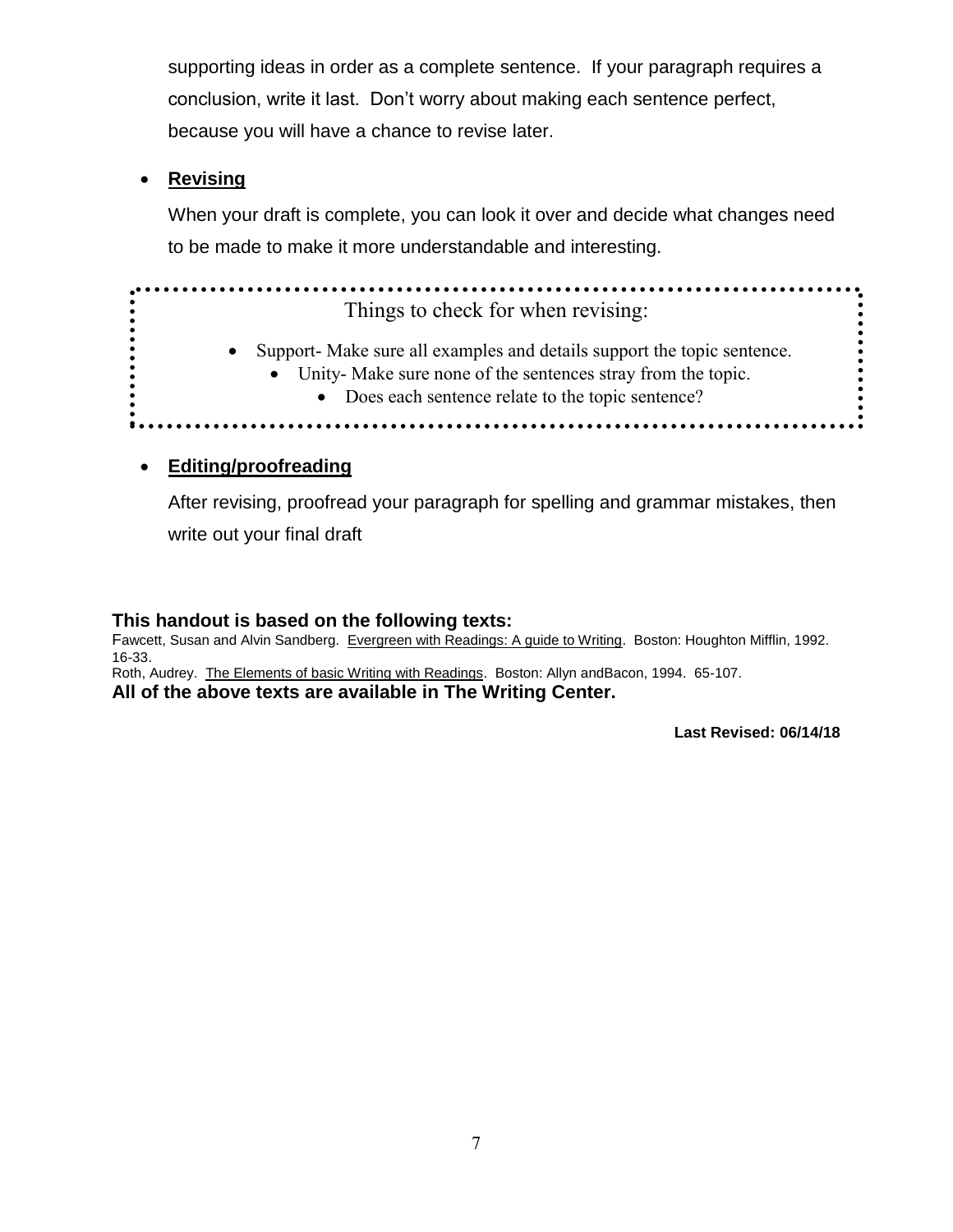supporting ideas in order as a complete sentence. If your paragraph requires a conclusion, write it last. Don't worry about making each sentence perfect, because you will have a chance to revise later.

- **Revising**

  When your draft is complete, you can look it over and decide what changes need to be made to make it more understandable and interesting.

Things to check for when revising:

- Support- Make sure all examples and details support the topic sentence.
- Unity- Make sure none of the sentences stray from the topic.
- Does each sentence relate to the topic sentence?

- **Editing/proofreading**

  After revising, proofread your paragraph for spelling and grammar mistakes, then write out your final draft

**This handout is based on the following texts:**

Fawcett, Susan and Alvin Sandberg. Evergreen with Readings: A guide to Writing. Boston: Houghton Mifflin, 1992. 16-33.

Roth, Audrey. The Elements of basic Writing with Readings. Boston: Allyn andBacon, 1994. 65-107.

**All of the above texts are available in The Writing Center.**

**Last Revised: 06/14/18**